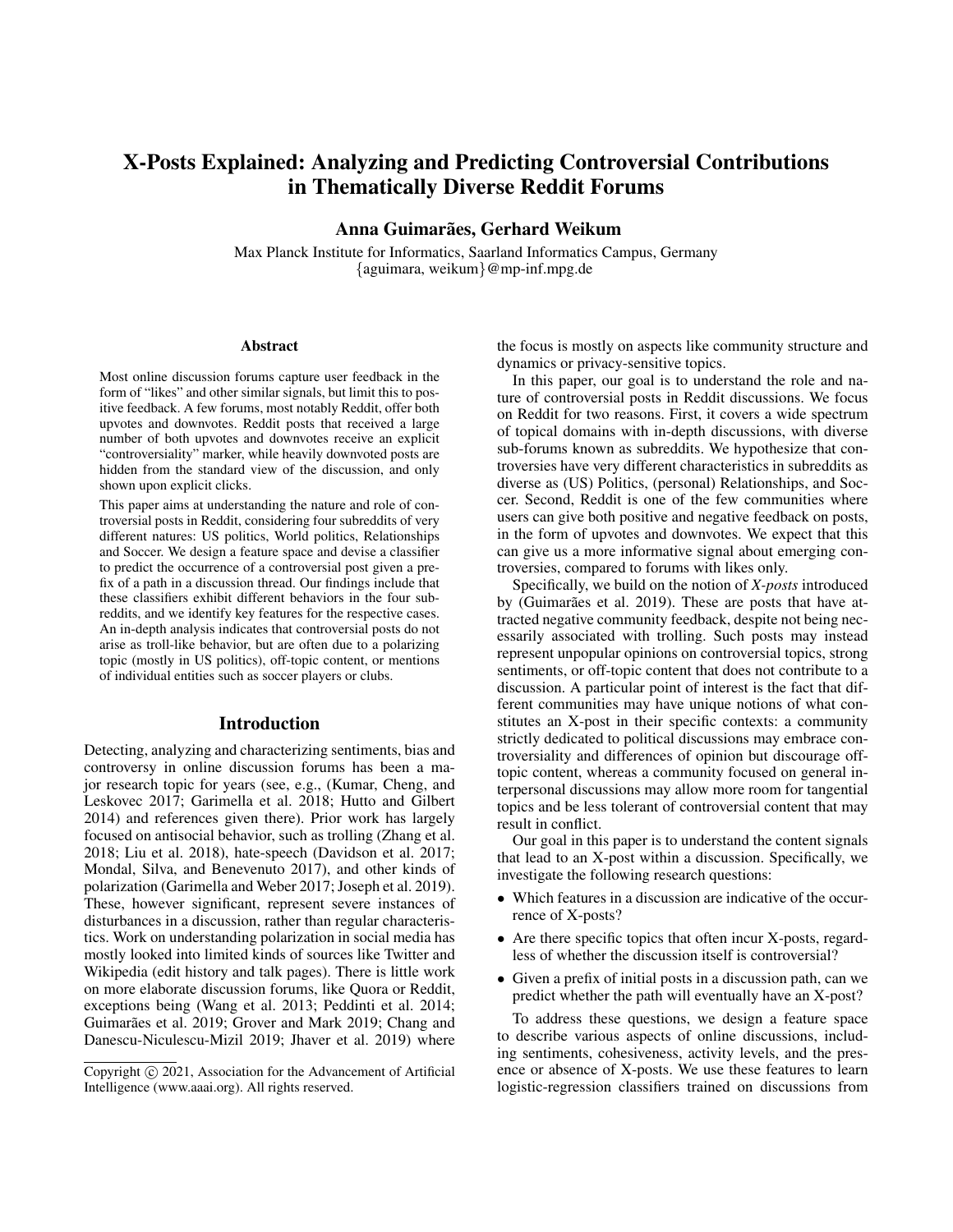# X-Posts Explained: Analyzing and Predicting Controversial Contributions in Thematically Diverse Reddit Forums

**Anna Guimarães, Gerhard Weikum**

Max Planck Institute for Informatics, Saarland Informatics Campus, Germany
{aguimara, weikum}@mp-inf.mpg.de

## Abstract

Most online discussion forums capture user feedback in the form of "likes" and other similar signals, but limit this to positive feedback. A few forums, most notably Reddit, offer both upvotes and downvotes. Reddit posts that received a large number of both upvotes and downvotes receive an explicit "controversiality" marker, while heavily downvoted posts are hidden from the standard view of the discussion, and only shown upon explicit clicks.

This paper aims at understanding the nature and role of controversial posts in Reddit, considering four subreddits of very different natures: US politics, World politics, Relationships and Soccer. We design a feature space and devise a classifier to predict the occurrence of a controversial post given a prefix of a path in a discussion thread. Our findings include that these classifiers exhibit different behaviors in the four subreddits, and we identify key features for the respective cases. An in-depth analysis indicates that controversial posts do not arise as troll-like behavior, but are often due to a polarizing topic (mostly in US politics), off-topic content, or mentions of individual entities such as soccer players or clubs.

## Introduction

Detecting, analyzing and characterizing sentiments, bias and controversy in online discussion forums has been a major research topic for years (see, e.g., (Kumar, Cheng, and Leskovec 2017; Garimella et al. 2018; Hutto and Gilbert 2014) and references given there). Prior work has largely focused on antisocial behavior, such as trolling (Zhang et al. 2018; Liu et al. 2018), hate-speech (Davidson et al. 2017; Mondal, Silva, and Benevenuto 2017), and other kinds of polarization (Garimella and Weber 2017; Joseph et al. 2019). These, however significant, represent severe instances of disturbances in a discussion, rather than regular characteristics. Work on understanding polarization in social media has mostly looked into limited kinds of sources like Twitter and Wikipedia (edit history and talk pages). There is little work on more elaborate discussion forums, like Quora or Reddit, exceptions being (Wang et al. 2013; Peddinti et al. 2014; Guimarães et al. 2019; Grover and Mark 2019; Chang and Danescu-Niculescu-Mizil 2019; Jhaver et al. 2019) where the focus is mostly on aspects like community structure and dynamics or privacy-sensitive topics.

In this paper, our goal is to understand the role and nature of controversial posts in Reddit discussions. We focus on Reddit for two reasons. First, it covers a wide spectrum of topical domains with in-depth discussions, with diverse sub-forums known as subreddits. We hypothesize that controversies have very different characteristics in subreddits as diverse as (US) Politics, (personal) Relationships, and Soccer. Second, Reddit is one of the few communities where users can give both positive and negative feedback on posts, in the form of upvotes and downvotes. We expect that this can give us a more informative signal about emerging controversies, compared to forums with likes only.

Specifically, we build on the notion of *X-posts* introduced by (Guimarães et al. 2019). These are posts that have attracted negative community feedback, despite not being necessarily associated with trolling. Such posts may instead represent unpopular opinions on controversial topics, strong sentiments, or off-topic content that does not contribute to a discussion. A particular point of interest is the fact that different communities may have unique notions of what constitutes an X-post in their specific contexts: a community strictly dedicated to political discussions may embrace controversiality and differences of opinion but discourage off-topic content, whereas a community focused on general interpersonal discussions may allow more room for tangential topics and be less tolerant of controversial content that may result in conflict.

Our goal in this paper is to understand the content signals that lead to an X-post within a discussion. Specifically, we investigate the following research questions:

- Which features in a discussion are indicative of the occurrence of X-posts?
- Are there specific topics that often incur X-posts, regardless of whether the discussion itself is controversial?
- Given a prefix of initial posts in a discussion path, can we predict whether the path will eventually have an X-post?

To address these questions, we design a feature space to describe various aspects of online discussions, including sentiments, cohesiveness, activity levels, and the presence or absence of X-posts. We use these features to learn logistic-regression classifiers trained on discussions from

Copyright © 2021, Association for the Advancement of Artificial Intelligence (www.aaai.org). All rights reserved.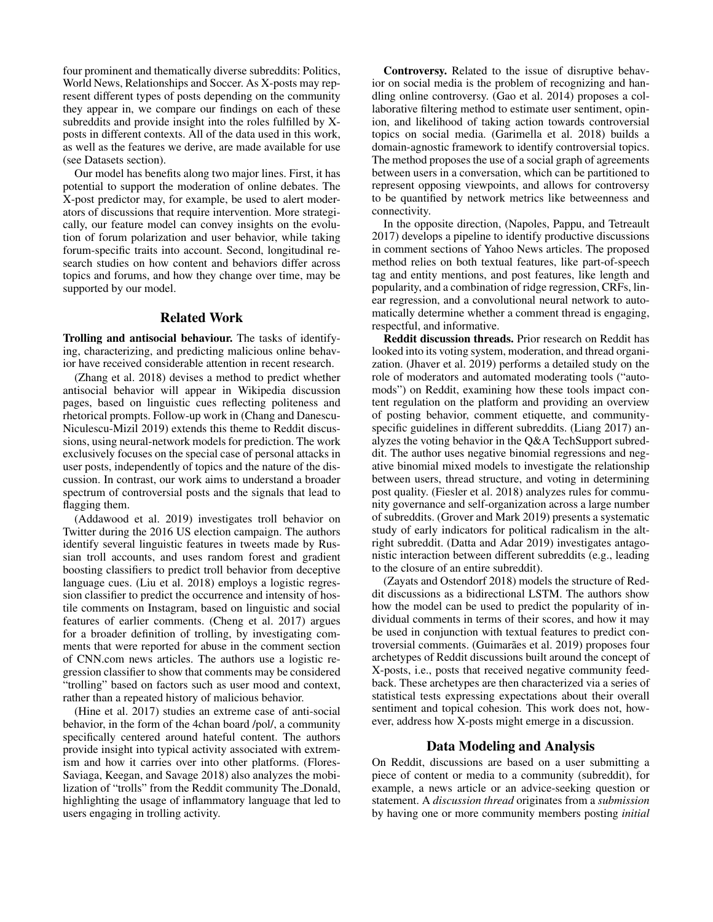four prominent and thematically diverse subreddits: Politics, World News, Relationships and Soccer. As X-posts may represent different types of posts depending on the community they appear in, we compare our findings on each of these subreddits and provide insight into the roles fulfilled by X-posts in different contexts. All of the data used in this work, as well as the features we derive, are made available for use (see Datasets section).

Our model has benefits along two major lines. First, it has potential to support the moderation of online debates. The X-post predictor may, for example, be used to alert moderators of discussions that require intervention. More strategically, our feature model can convey insights on the evolution of forum polarization and user behavior, while taking forum-specific traits into account. Second, longitudinal research studies on how content and behaviors differ across topics and forums, and how they change over time, may be supported by our model.

## Related Work

**Trolling and antisocial behaviour.** The tasks of identifying, characterizing, and predicting malicious online behavior have received considerable attention in recent research.

(Zhang et al. 2018) devises a method to predict whether antisocial behavior will appear in Wikipedia discussion pages, based on linguistic cues reflecting politeness and rhetorical prompts. Follow-up work in (Chang and Danescu-Niculescu-Mizil 2019) extends this theme to Reddit discussions, using neural-network models for prediction. The work exclusively focuses on the special case of personal attacks in user posts, independently of topics and the nature of the discussion. In contrast, our work aims to understand a broader spectrum of controversial posts and the signals that lead to flagging them.

(Addawood et al. 2019) investigates troll behavior on Twitter during the 2016 US election campaign. The authors identify several linguistic features in tweets made by Russian troll accounts, and uses random forest and gradient boosting classifiers to predict troll behavior from deceptive language cues. (Liu et al. 2018) employs a logistic regression classifier to predict the occurrence and intensity of hostile comments on Instagram, based on linguistic and social features of earlier comments. (Cheng et al. 2017) argues for a broader definition of trolling, by investigating comments that were reported for abuse in the comment section of CNN.com news articles. The authors use a logistic regression classifier to show that comments may be considered "trolling" based on factors such as user mood and context, rather than a repeated history of malicious behavior.

(Hine et al. 2017) studies an extreme case of anti-social behavior, in the form of the 4chan board /pol/, a community specifically centered around hateful content. The authors provide insight into typical activity associated with extremism and how it carries over into other platforms. (Flores-Saviaga, Keegan, and Savage 2018) also analyzes the mobilization of "trolls" from the Reddit community The_Donald, highlighting the usage of inflammatory language that led to users engaging in trolling activity.

**Controversy.** Related to the issue of disruptive behavior on social media is the problem of recognizing and handling online controversy. (Gao et al. 2014) proposes a collaborative filtering method to estimate user sentiment, opinion, and likelihood of taking action towards controversial topics on social media. (Garimella et al. 2018) builds a domain-agnostic framework to identify controversial topics. The method proposes the use of a social graph of agreements between users in a conversation, which can be partitioned to represent opposing viewpoints, and allows for controversy to be quantified by network metrics like betweenness and connectivity.

In the opposite direction, (Napoles, Pappu, and Tetreault 2017) develops a pipeline to identify productive discussions in comment sections of Yahoo News articles. The proposed method relies on both textual features, like part-of-speech tag and entity mentions, and post features, like length and popularity, and a combination of ridge regression, CRFs, linear regression, and a convolutional neural network to automatically determine whether a comment thread is engaging, respectful, and informative.

**Reddit discussion threads.** Prior research on Reddit has looked into its voting system, moderation, and thread organization. (Jhaver et al. 2019) performs a detailed study on the role of moderators and automated moderating tools ("automods") on Reddit, examining how these tools impact content regulation on the platform and providing an overview of posting behavior, comment etiquette, and community-specific guidelines in different subreddits. (Liang 2017) analyzes the voting behavior in the Q&A TechSupport subreddit. The author uses negative binomial regressions and negative binomial mixed models to investigate the relationship between users, thread structure, and voting in determining post quality. (Fiesler et al. 2018) analyzes rules for community governance and self-organization across a large number of subreddits. (Grover and Mark 2019) presents a systematic study of early indicators for political radicalism in the alt-right subreddit. (Datta and Adar 2019) investigates antagonistic interaction between different subreddits (e.g., leading to the closure of an entire subreddit).

(Zayats and Ostendorf 2018) models the structure of Reddit discussions as a bidirectional LSTM. The authors show how the model can be used to predict the popularity of individual comments in terms of their scores, and how it may be used in conjunction with textual features to predict controversial comments. (Guimarães et al. 2019) proposes four archetypes of Reddit discussions built around the concept of X-posts, i.e., posts that received negative community feedback. These archetypes are then characterized via a series of statistical tests expressing expectations about their overall sentiment and topical cohesion. This work does not, however, address how X-posts might emerge in a discussion.

## Data Modeling and Analysis

On Reddit, discussions are based on a user submitting a piece of content or media to a community (subreddit), for example, a news article or an advice-seeking question or statement. A *discussion thread* originates from a *submission* by having one or more community members posting *initial*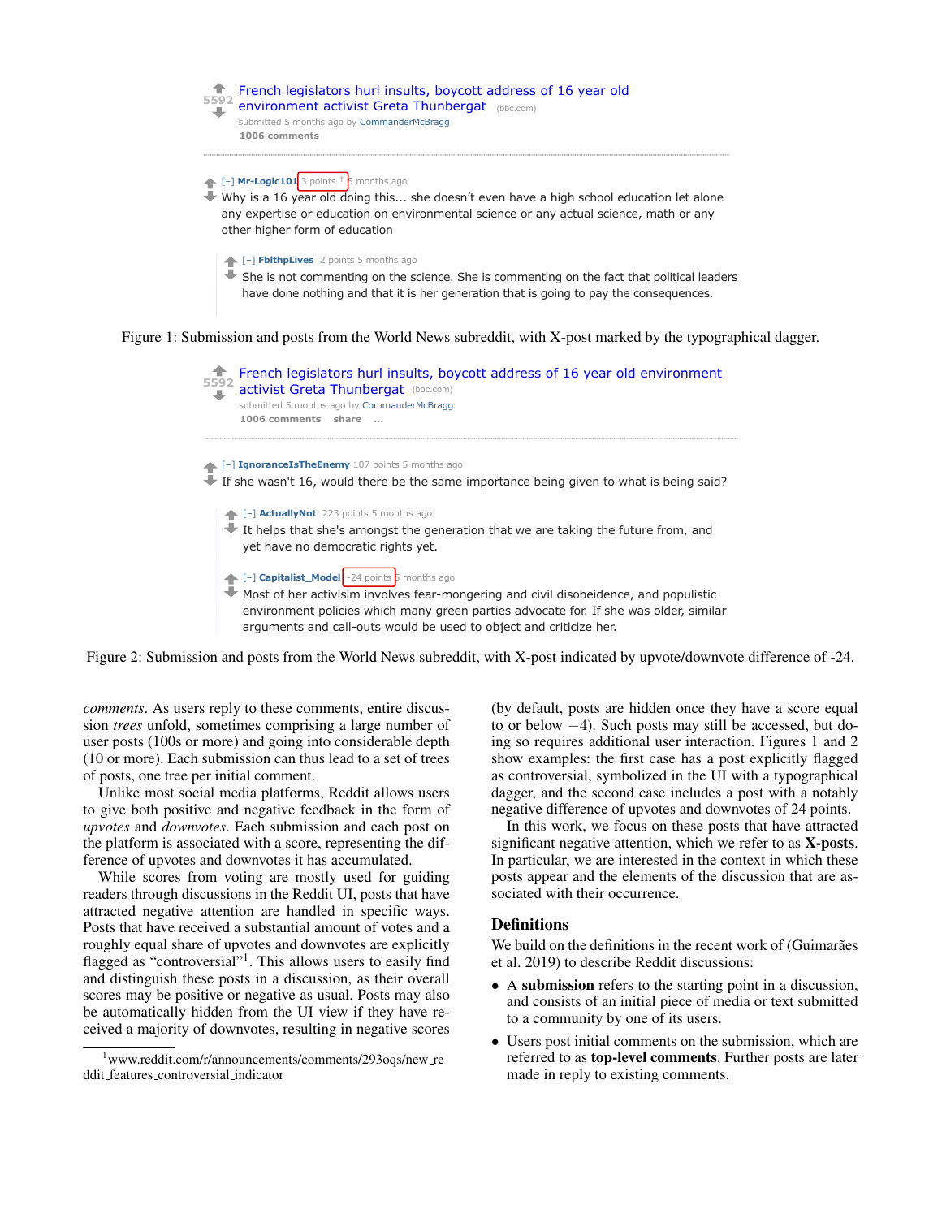French legislators hurl insults, boycott address of 16 year old environment activist Greta Thunbergat (bbc.com)
5592
submitted 5 months ago by CommanderMcBragg
1006 comments

[–] Mr-Logic101 3 points † 5 months ago
Why is a 16 year old doing this... she doesn't even have a high school education let alone any expertise or education on environmental science or any actual science, math or any other higher form of education

[–] FblthpLives 2 points 5 months ago
She is not commenting on the science. She is commenting on the fact that political leaders have done nothing and that it is her generation that is going to pay the consequences.

Figure 1: Submission and posts from the World News subreddit, with X-post marked by the typographical dagger.

French legislators hurl insults, boycott address of 16 year old environment activist Greta Thunbergat (bbc.com)
5592
submitted 5 months ago by CommanderMcBragg
1006 comments share ...

[–] IgnoranceIsTheEnemy 107 points 5 months ago
If she wasn't 16, would there be the same importance being given to what is being said?

[–] ActuallyNot 223 points 5 months ago
It helps that she's amongst the generation that we are taking the future from, and yet have no democratic rights yet.

[–] Capitalist_Model -24 points 5 months ago
Most of her activisim involves fear-mongering and civil disobeidence, and populistic environment policies which many green parties advocate for. If she was older, similar arguments and call-outs would be used to object and criticize her.

Figure 2: Submission and posts from the World News subreddit, with X-post indicated by upvote/downvote difference of -24.

*comments*. As users reply to these comments, entire discussion *trees* unfold, sometimes comprising a large number of user posts (100s or more) and going into considerable depth (10 or more). Each submission can thus lead to a set of trees of posts, one tree per initial comment.

Unlike most social media platforms, Reddit allows users to give both positive and negative feedback in the form of *upvotes* and *downvotes*. Each submission and each post on the platform is associated with a score, representing the difference of upvotes and downvotes it has accumulated.

While scores from voting are mostly used for guiding readers through discussions in the Reddit UI, posts that have attracted negative attention are handled in specific ways. Posts that have received a substantial amount of votes and a roughly equal share of upvotes and downvotes are explicitly flagged as "controversial"[1]. This allows users to easily find and distinguish these posts in a discussion, as their overall scores may be positive or negative as usual. Posts may also be automatically hidden from the UI view if they have received a majority of downvotes, resulting in negative scores (by default, posts are hidden once they have a score equal to or below $-4$). Such posts may still be accessed, but doing so requires additional user interaction. Figures 1 and 2 show examples: the first case has a post explicitly flagged as controversial, symbolized in the UI with a typographical dagger, and the second case includes a post with a notably negative difference of upvotes and downvotes of 24 points.

In this work, we focus on these posts that have attracted significant negative attention, which we refer to as **X-posts**. In particular, we are interested in the context in which these posts appear and the elements of the discussion that are associated with their occurrence.

## Definitions

We build on the definitions in the recent work of (Guimarães et al. 2019) to describe Reddit discussions:

- A **submission** refers to the starting point in a discussion, and consists of an initial piece of media or text submitted to a community by one of its users.
- Users post initial comments on the submission, which are referred to as **top-level comments**. Further posts are later made in reply to existing comments.

[1] www.reddit.com/r/announcements/comments/293oqs/new_reddit_features_controversial_indicator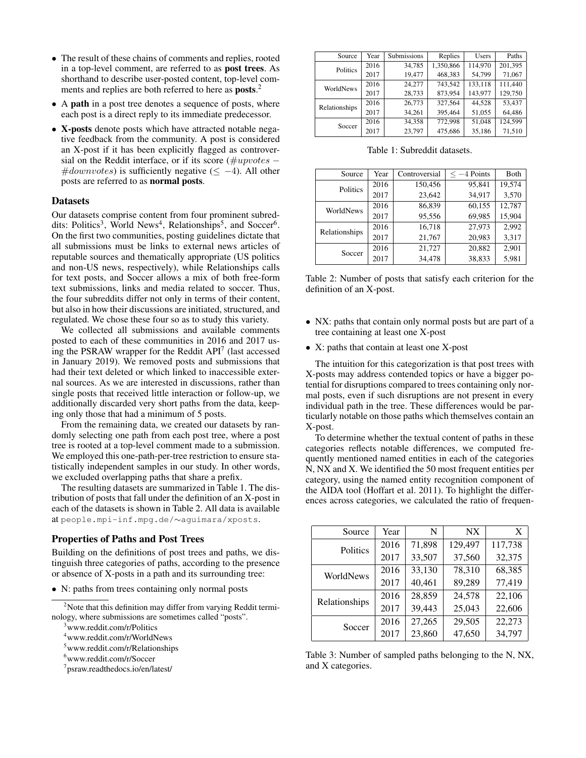- The result of these chains of comments and replies, rooted in a top-level comment, are referred to as **post trees**. As shorthand to describe user-posted content, top-level comments and replies are both referred to here as **posts**.[2]
- A **path** in a post tree denotes a sequence of posts, where each post is a direct reply to its immediate predecessor.
- **X-posts** denote posts which have attracted notable negative feedback from the community. A post is considered an X-post if it has been explicitly flagged as controversial on the Reddit interface, or if its score ($\#upvotes - \#downvotes$) is sufficiently negative ($\leq -4$). All other posts are referred to as **normal posts**.

### Datasets

Our datasets comprise content from four prominent subreddits: Politics[3], World News[4], Relationships[5], and Soccer[6]. On the first two communities, posting guidelines dictate that all submissions must be links to external news articles of reputable sources and thematically appropriate (US politics and non-US news, respectively), while Relationships calls for text posts, and Soccer allows a mix of both free-form text submissions, links and media related to soccer. Thus, the four subreddits differ not only in terms of their content, but also in how their discussions are initiated, structured, and regulated. We chose these four so as to study this variety.

We collected all submissions and available comments posted to each of these communities in 2016 and 2017 using the PSRAW wrapper for the Reddit API[7] (last accessed in January 2019). We removed posts and submissions that had their text deleted or which linked to inaccessible external sources. As we are interested in discussions, rather than single posts that received little interaction or follow-up, we additionally discarded very short paths from the data, keeping only those that had a minimum of 5 posts.

From the remaining data, we created our datasets by randomly selecting one path from each post tree, where a post tree is rooted at a top-level comment made to a submission. We employed this one-path-per-tree restriction to ensure statistically independent samples in our study. In other words, we excluded overlapping paths that share a prefix.

The resulting datasets are summarized in Table 1. The distribution of posts that fall under the definition of an X-post in each of the datasets is shown in Table 2. All data is available at people.mpi-inf.mpg.de/∼aguimara/xposts.

### Properties of Paths and Post Trees

Building on the definitions of post trees and paths, we distinguish three categories of paths, according to the presence or absence of X-posts in a path and its surrounding tree:

- N: paths from trees containing only normal posts
- NX: paths that contain only normal posts but are part of a tree containing at least one X-post
- X: paths that contain at least one X-post

The intuition for this categorization is that post trees with X-posts may address contended topics or have a bigger potential for disruptions compared to trees containing only normal posts, even if such disruptions are not present in every individual path in the tree. These differences would be particularly notable on those paths which themselves contain an X-post.

To determine whether the textual content of paths in these categories reflects notable differences, we computed frequently mentioned named entities in each of the categories N, NX and X. We identified the 50 most frequent entities per category, using the named entity recognition component of the AIDA tool (Hoffart et al. 2011). To highlight the differences across categories, we calculated the ratio of frequen-

| Source | Year | Submissions | Replies | Users | Paths |
|---|---|---|---|---|---|
| Politics | 2016 | 34,785 | 1,350,866 | 114,970 | 201,395 |
| | 2017 | 19,477 | 468,383 | 54,799 | 71,067 |
| WorldNews | 2016 | 24,277 | 743,542 | 133,118 | 111,440 |
| | 2017 | 28,733 | 873,954 | 143,977 | 129,750 |
| Relationships | 2016 | 26,773 | 327,564 | 44,528 | 53,437 |
| | 2017 | 34,261 | 395,464 | 51,055 | 64,486 |
| Soccer | 2016 | 34,358 | 772,998 | 51,048 | 124,599 |
| | 2017 | 23,797 | 475,686 | 35,186 | 71,510 |

Table 1: Subreddit datasets.

| Source | Year | Controversial | $\leq -4$ Points | Both |
|---|---|---|---|---|
| Politics | 2016 | 150,456 | 95,841 | 19,574 |
| | 2017 | 23,642 | 34,917 | 3,570 |
| WorldNews | 2016 | 86,839 | 60,155 | 12,787 |
| | 2017 | 95,556 | 69,985 | 15,904 |
| Relationships | 2016 | 16,718 | 27,973 | 2,992 |
| | 2017 | 21,767 | 20,983 | 3,317 |
| Soccer | 2016 | 21,727 | 20,882 | 2,901 |
| | 2017 | 34,478 | 38,833 | 5,981 |

Table 2: Number of posts that satisfy each criterion for the definition of an X-post.

| Source | Year | N | NX | X |
|---|---|---|---|---|
| Politics | 2016 | 71,898 | 129,497 | 117,738 |
| | 2017 | 33,507 | 37,560 | 32,375 |
| WorldNews | 2016 | 33,130 | 78,310 | 68,385 |
| | 2017 | 40,461 | 89,289 | 77,419 |
| Relationships | 2016 | 28,859 | 24,578 | 22,106 |
| | 2017 | 39,443 | 25,043 | 22,606 |
| Soccer | 2016 | 27,265 | 29,505 | 22,273 |
| | 2017 | 23,860 | 47,650 | 34,797 |

Table 3: Number of sampled paths belonging to the N, NX, and X categories.

[2] Note that this definition may differ from varying Reddit terminology, where submissions are sometimes called "posts".

[3] www.reddit.com/r/Politics

[4] www.reddit.com/r/WorldNews

[5] www.reddit.com/r/Relationships

[6] www.reddit.com/r/Soccer

[7] psraw.readthedocs.io/en/latest/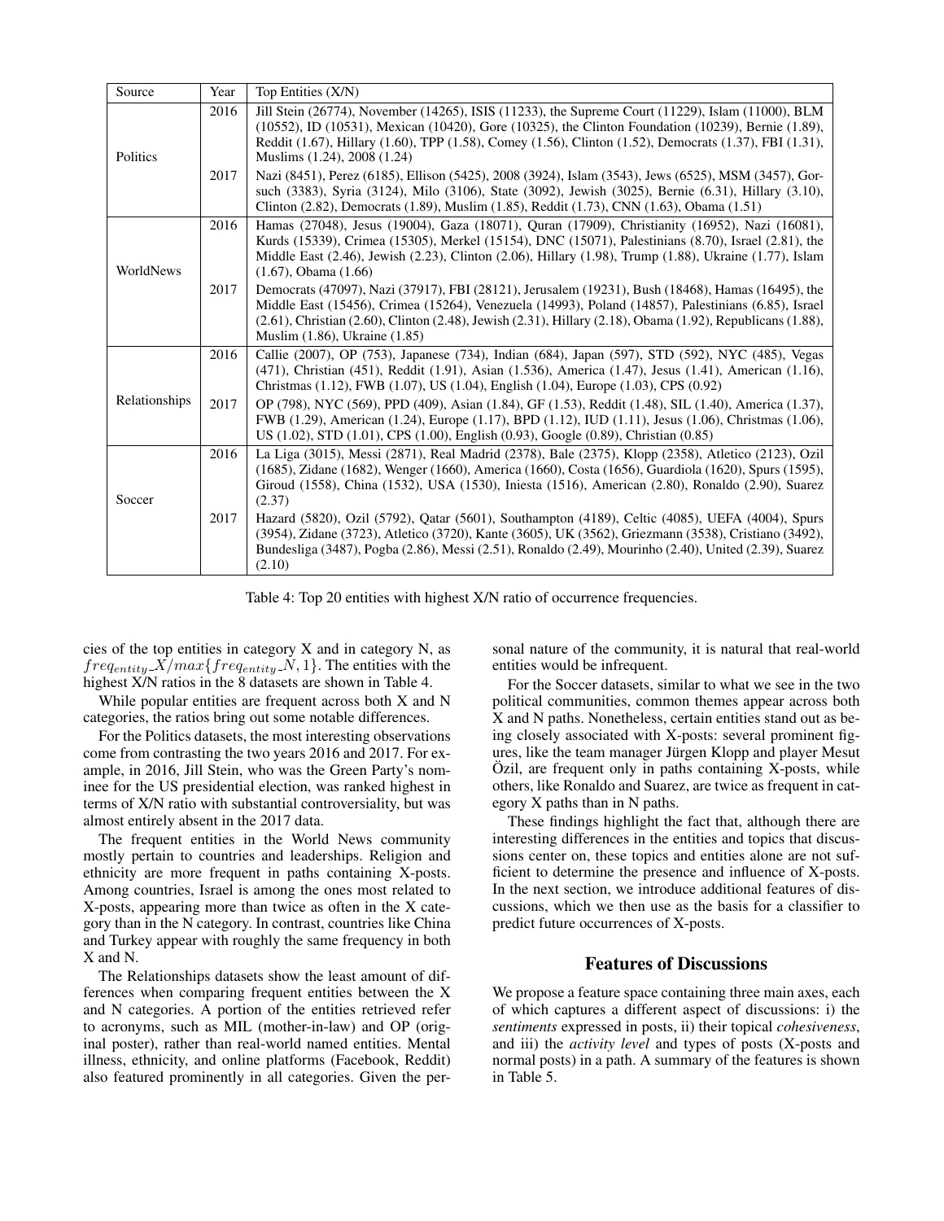| Source | Year | Top Entities (X/N) |
|---|---|---|
| Politics | 2016 | Jill Stein (26774), November (14265), ISIS (11233), the Supreme Court (11229), Islam (11000), BLM (10552), ID (10531), Mexican (10420), Gore (10325), the Clinton Foundation (10239), Bernie (1.89), Reddit (1.67), Hillary (1.60), TPP (1.58), Comey (1.56), Clinton (1.52), Democrats (1.37), FBI (1.31), Muslims (1.24), 2008 (1.24) |
| | 2017 | Nazi (8451), Perez (6185), Ellison (5425), 2008 (3924), Islam (3543), Jews (6525), MSM (3457), Gorsuch (3383), Syria (3124), Milo (3106), State (3092), Jewish (3025), Bernie (6.31), Hillary (3.10), Clinton (2.82), Democrats (1.89), Muslim (1.85), Reddit (1.73), CNN (1.63), Obama (1.51) |
| WorldNews | 2016 | Hamas (27048), Jesus (19004), Gaza (18071), Quran (17909), Christianity (16952), Nazi (16081), Kurds (15339), Crimea (15305), Merkel (15154), DNC (15071), Palestinians (8.70), Israel (2.81), the Middle East (2.46), Jewish (2.23), Clinton (2.06), Hillary (1.98), Trump (1.88), Ukraine (1.77), Islam (1.67), Obama (1.66) |
| | 2017 | Democrats (47097), Nazi (37917), FBI (28121), Jerusalem (19231), Bush (18468), Hamas (16495), the Middle East (15456), Crimea (15264), Venezuela (14993), Poland (14857), Palestinians (6.85), Israel (2.61), Christian (2.60), Clinton (2.48), Jewish (2.31), Hillary (2.18), Obama (1.92), Republicans (1.88), Muslim (1.86), Ukraine (1.85) |
| Relationships | 2016 | Callie (2007), OP (753), Japanese (734), Indian (684), Japan (597), STD (592), NYC (485), Vegas (471), Christian (451), Reddit (1.91), Asian (1.536), America (1.47), Jesus (1.41), American (1.16), Christmas (1.12), FWB (1.07), US (1.04), English (1.04), Europe (1.03), CPS (0.92) |
| | 2017 | OP (798), NYC (569), PPD (409), Asian (1.84), GF (1.53), Reddit (1.48), SIL (1.40), America (1.37), FWB (1.29), American (1.24), Europe (1.17), BPD (1.12), IUD (1.11), Jesus (1.06), Christmas (1.06), US (1.02), STD (1.01), CPS (1.00), English (0.93), Google (0.89), Christian (0.85) |
| Soccer | 2016 | La Liga (3015), Messi (2871), Real Madrid (2378), Bale (2375), Klopp (2358), Atletico (2123), Ozil (1685), Zidane (1682), Wenger (1660), America (1660), Costa (1656), Guardiola (1620), Spurs (1595), Giroud (1558), China (1532), USA (1530), Iniesta (1516), American (2.80), Ronaldo (2.90), Suarez (2.37) |
| | 2017 | Hazard (5820), Ozil (5792), Qatar (5601), Southampton (4189), Celtic (4085), UEFA (4004), Spurs (3954), Zidane (3723), Atletico (3720), Kante (3605), UK (3562), Griezmann (3538), Cristiano (3492), Bundesliga (3487), Pogba (2.86), Messi (2.51), Ronaldo (2.49), Mourinho (2.40), United (2.39), Suarez (2.10) |

Table 4: Top 20 entities with highest X/N ratio of occurrence frequencies.

cies of the top entities in category X and in category N, as $freq_{entity}\_X/max\{freq_{entity}\_N, 1\}$. The entities with the highest X/N ratios in the 8 datasets are shown in Table 4.

While popular entities are frequent across both X and N categories, the ratios bring out some notable differences.

For the Politics datasets, the most interesting observations come from contrasting the two years 2016 and 2017. For example, in 2016, Jill Stein, who was the Green Party's nominee for the US presidential election, was ranked highest in terms of X/N ratio with substantial controversiality, but was almost entirely absent in the 2017 data.

The frequent entities in the World News community mostly pertain to countries and leaderships. Religion and ethnicity are more frequent in paths containing X-posts. Among countries, Israel is among the ones most related to X-posts, appearing more than twice as often in the X category than in the N category. In contrast, countries like China and Turkey appear with roughly the same frequency in both X and N.

The Relationships datasets show the least amount of differences when comparing frequent entities between the X and N categories. A portion of the entities retrieved refer to acronyms, such as MIL (mother-in-law) and OP (original poster), rather than real-world named entities. Mental illness, ethnicity, and online platforms (Facebook, Reddit) also featured prominently in all categories. Given the personal nature of the community, it is natural that real-world entities would be infrequent.

For the Soccer datasets, similar to what we see in the two political communities, common themes appear across both X and N paths. Nonetheless, certain entities stand out as being closely associated with X-posts: several prominent figures, like the team manager Jürgen Klopp and player Mesut Özil, are frequent only in paths containing X-posts, while others, like Ronaldo and Suarez, are twice as frequent in category X paths than in N paths.

These findings highlight the fact that, although there are interesting differences in the entities and topics that discussions center on, these topics and entities alone are not sufficient to determine the presence and influence of X-posts. In the next section, we introduce additional features of discussions, which we then use as the basis for a classifier to predict future occurrences of X-posts.

## Features of Discussions

We propose a feature space containing three main axes, each of which captures a different aspect of discussions: i) the *sentiments* expressed in posts, ii) their topical *cohesiveness*, and iii) the *activity level* and types of posts (X-posts and normal posts) in a path. A summary of the features is shown in Table 5.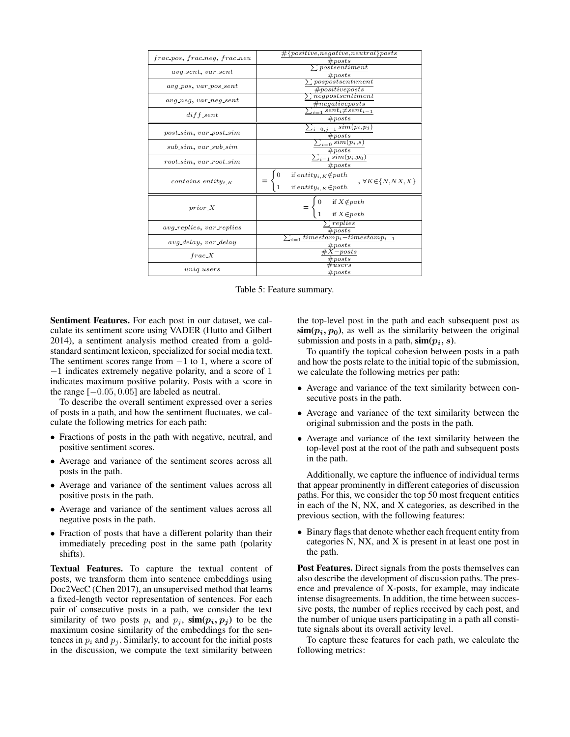| | |
|---|---|
| $frac\_pos$, $frac\_neg$, $frac\_neu$ | $\frac{\#\{positive, negative, neutral\} posts}{\#posts}$ |
| $avg\_sent$, $var\_sent$ | $\frac{\sum postsentiment}{\#posts}$ |
| $avg\_pos$, $var\_pos\_sent$ | $\frac{\sum pospostsentiment}{\#positiveposts}$ |
| $avg\_neg$, $var\_neg\_sent$ | $\frac{\sum negpostsentiment}{\#negativeposts}$ |
| $diff\_sent$ | $\frac{\sum_{i=1} sent_i \neq sent_{i-1}}{\#posts}$ |
| $post\_sim$, $var\_post\_sim$ | $\frac{\sum_{i=0, j=1} sim(p_i, p_j)}{\#posts}$ |
| $sub\_sim$, $var\_sub\_sim$ | $\frac{\sum_{i=0} sim(p_i, s)}{\#posts}$ |
| $root\_sim$, $var\_root\_sim$ | $\frac{\sum_{i=1} sim(p_i, p_0)}{\#posts}$ |
| $contains\_entity_{i,K}$ | $= \begin{cases} 0 & \text{if } entity_{i,K} \notin path \\ 1 & \text{if } entity_{i,K} \in path \end{cases}, \forall K \in \{N, NX, X\}$ |
| $prior\_X$ | $= \begin{cases} 0 & \text{if } X \notin path \\ 1 & \text{if } X \in path \end{cases}$ |
| $avg\_replies$, $var\_replies$ | $\frac{\sum replies}{\#posts}$ |
| $avg\_delay$, $var\_delay$ | $\frac{\sum_{i=1} timestamp_i - timestamp_{i-1}}{\#posts}$ |
| $frac\_X$ | $\frac{\#X-posts}{\#posts}$ |
| $uniq\_users$ | $\frac{\#users}{\#posts}$ |

Table 5: Feature summary.

**Sentiment Features.** For each post in our dataset, we calculate its sentiment score using VADER (Hutto and Gilbert 2014), a sentiment analysis method created from a gold-standard sentiment lexicon, specialized for social media text. The sentiment scores range from $-1$ to 1, where a score of $-1$ indicates extremely negative polarity, and a score of 1 indicates maximum positive polarity. Posts with a score in the range $[-0.05, 0.05]$ are labeled as neutral.

To describe the overall sentiment expressed over a series of posts in a path, and how the sentiment fluctuates, we calculate the following metrics for each path:

- Fractions of posts in the path with negative, neutral, and positive sentiment scores.
- Average and variance of the sentiment scores across all posts in the path.
- Average and variance of the sentiment values across all positive posts in the path.
- Average and variance of the sentiment values across all negative posts in the path.
- Fraction of posts that have a different polarity than their immediately preceding post in the same path (polarity shifts).

**Textual Features.** To capture the textual content of posts, we transform them into sentence embeddings using Doc2VecC (Chen 2017), an unsupervised method that learns a fixed-length vector representation of sentences. For each pair of consecutive posts in a path, we consider the text similarity of two posts $p_i$ and $p_j$, $\mathbf{sim}(p_i, p_j)$ to be the maximum cosine similarity of the embeddings for the sentences in $p_i$ and $p_j$. Similarly, to account for the initial posts in the discussion, we compute the text similarity between the top-level post in the path and each subsequent post as $\mathbf{sim}(p_i, p_0)$, as well as the similarity between the original submission and posts in a path, $\mathbf{sim}(p_i, s)$.

To quantify the topical cohesion between posts in a path and how the posts relate to the initial topic of the submission, we calculate the following metrics per path:

- Average and variance of the text similarity between consecutive posts in the path.
- Average and variance of the text similarity between the original submission and the posts in the path.
- Average and variance of the text similarity between the top-level post at the root of the path and subsequent posts in the path.

Additionally, we capture the influence of individual terms that appear prominently in different categories of discussion paths. For this, we consider the top 50 most frequent entities in each of the N, NX, and X categories, as described in the previous section, with the following features:

- Binary flags that denote whether each frequent entity from categories N, NX, and X is present in at least one post in the path.

**Post Features.** Direct signals from the posts themselves can also describe the development of discussion paths. The presence and prevalence of X-posts, for example, may indicate intense disagreements. In addition, the time between successive posts, the number of replies received by each post, and the number of unique users participating in a path all constitute signals about its overall activity level.

To capture these features for each path, we calculate the following metrics: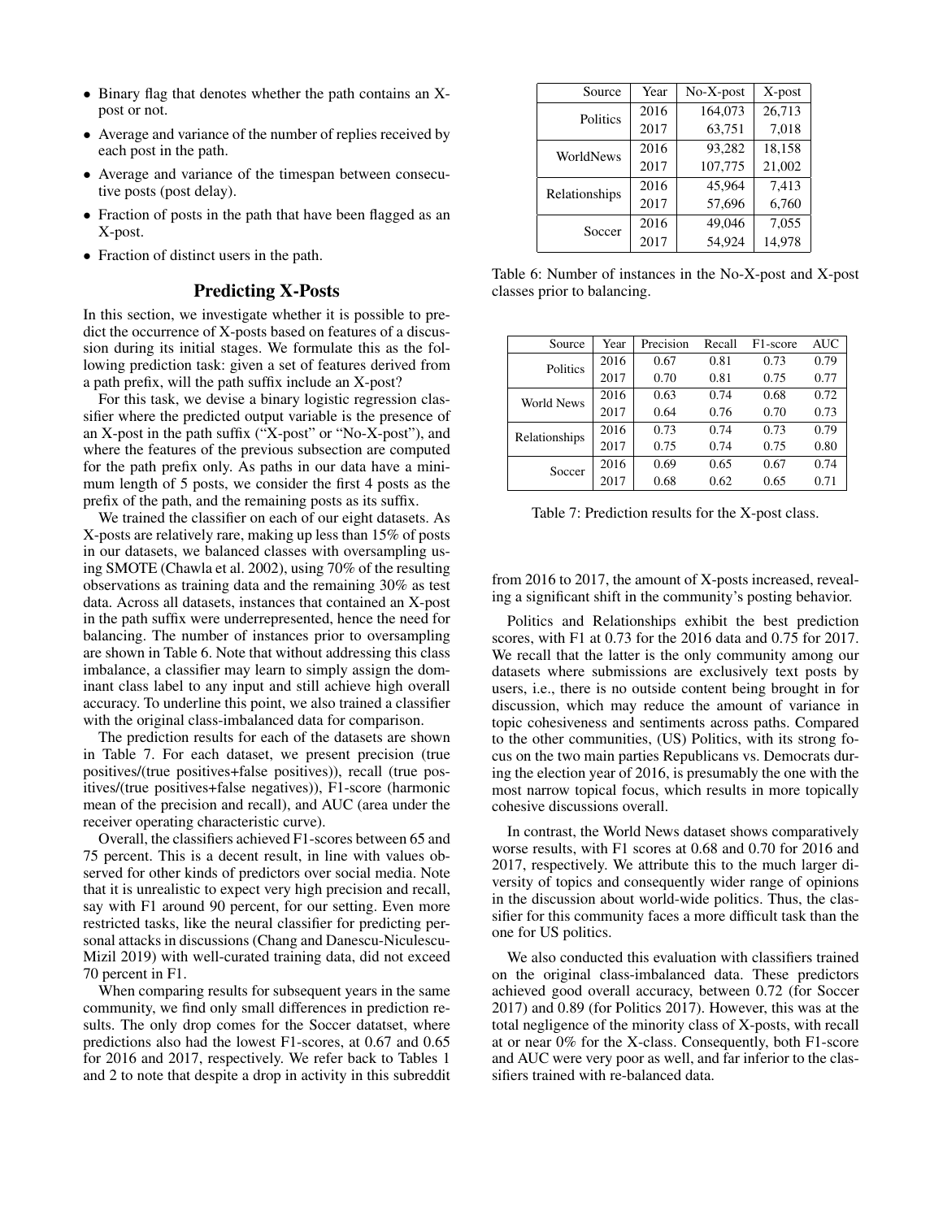- Binary flag that denotes whether the path contains an X-post or not.
- Average and variance of the number of replies received by each post in the path.
- Average and variance of the timespan between consecutive posts (post delay).
- Fraction of posts in the path that have been flagged as an X-post.
- Fraction of distinct users in the path.

## Predicting X-Posts

In this section, we investigate whether it is possible to predict the occurrence of X-posts based on features of a discussion during its initial stages. We formulate this as the following prediction task: given a set of features derived from a path prefix, will the path suffix include an X-post?

For this task, we devise a binary logistic regression classifier where the predicted output variable is the presence of an X-post in the path suffix ("X-post" or "No-X-post"), and where the features of the previous subsection are computed for the path prefix only. As paths in our data have a minimum length of 5 posts, we consider the first 4 posts as the prefix of the path, and the remaining posts as its suffix.

We trained the classifier on each of our eight datasets. As X-posts are relatively rare, making up less than 15% of posts in our datasets, we balanced classes with oversampling using SMOTE (Chawla et al. 2002), using 70% of the resulting observations as training data and the remaining 30% as test data. Across all datasets, instances that contained an X-post in the path suffix were underrepresented, hence the need for balancing. The number of instances prior to oversampling are shown in Table 6. Note that without addressing this class imbalance, a classifier may learn to simply assign the dominant class label to any input and still achieve high overall accuracy. To underline this point, we also trained a classifier with the original class-imbalanced data for comparison.

| Source | Year | No-X-post | X-post |
|---|---|---|---|
| Politics | 2016 | 164,073 | 26,713 |
| | 2017 | 63,751 | 7,018 |
| WorldNews | 2016 | 93,282 | 18,158 |
| | 2017 | 107,775 | 21,002 |
| Relationships | 2016 | 45,964 | 7,413 |
| | 2017 | 57,696 | 6,760 |
| Soccer | 2016 | 49,046 | 7,055 |
| | 2017 | 54,924 | 14,978 |

Table 6: Number of instances in the No-X-post and X-post classes prior to balancing.

| Source | Year | Precision | Recall | F1-score | AUC |
|---|---|---|---|---|---|
| Politics | 2016 | 0.67 | 0.81 | 0.73 | 0.79 |
| | 2017 | 0.70 | 0.81 | 0.75 | 0.77 |
| World News | 2016 | 0.63 | 0.74 | 0.68 | 0.72 |
| | 2017 | 0.64 | 0.76 | 0.70 | 0.73 |
| Relationships | 2016 | 0.73 | 0.74 | 0.73 | 0.79 |
| | 2017 | 0.75 | 0.74 | 0.75 | 0.80 |
| Soccer | 2016 | 0.69 | 0.65 | 0.67 | 0.74 |
| | 2017 | 0.68 | 0.62 | 0.65 | 0.71 |

Table 7: Prediction results for the X-post class.

The prediction results for each of the datasets are shown in Table 7. For each dataset, we present precision (true positives/(true positives+false positives)), recall (true positives/(true positives+false negatives)), F1-score (harmonic mean of the precision and recall), and AUC (area under the receiver operating characteristic curve).

Overall, the classifiers achieved F1-scores between 65 and 75 percent. This is a decent result, in line with values observed for other kinds of predictors over social media. Note that it is unrealistic to expect very high precision and recall, say with F1 around 90 percent, for our setting. Even more restricted tasks, like the neural classifier for predicting personal attacks in discussions (Chang and Danescu-Niculescu-Mizil 2019) with well-curated training data, did not exceed 70 percent in F1.

When comparing results for subsequent years in the same community, we find only small differences in prediction results. The only drop comes for the Soccer datatset, where predictions also had the lowest F1-scores, at 0.67 and 0.65 for 2016 and 2017, respectively. We refer back to Tables 1 and 2 to note that despite a drop in activity in this subreddit from 2016 to 2017, the amount of X-posts increased, revealing a significant shift in the community's posting behavior.

Politics and Relationships exhibit the best prediction scores, with F1 at 0.73 for the 2016 data and 0.75 for 2017. We recall that the latter is the only community among our datasets where submissions are exclusively text posts by users, i.e., there is no outside content being brought in for discussion, which may reduce the amount of variance in topic cohesiveness and sentiments across paths. Compared to the other communities, (US) Politics, with its strong focus on the two main parties Republicans vs. Democrats during the election year of 2016, is presumably the one with the most narrow topical focus, which results in more topically cohesive discussions overall.

In contrast, the World News dataset shows comparatively worse results, with F1 scores at 0.68 and 0.70 for 2016 and 2017, respectively. We attribute this to the much larger diversity of topics and consequently wider range of opinions in the discussion about world-wide politics. Thus, the classifier for this community faces a more difficult task than the one for US politics.

We also conducted this evaluation with classifiers trained on the original class-imbalanced data. These predictors achieved good overall accuracy, between 0.72 (for Soccer 2017) and 0.89 (for Politics 2017). However, this was at the total negligence of the minority class of X-posts, with recall at or near 0% for the X-class. Consequently, both F1-score and AUC were very poor as well, and far inferior to the classifiers trained with re-balanced data.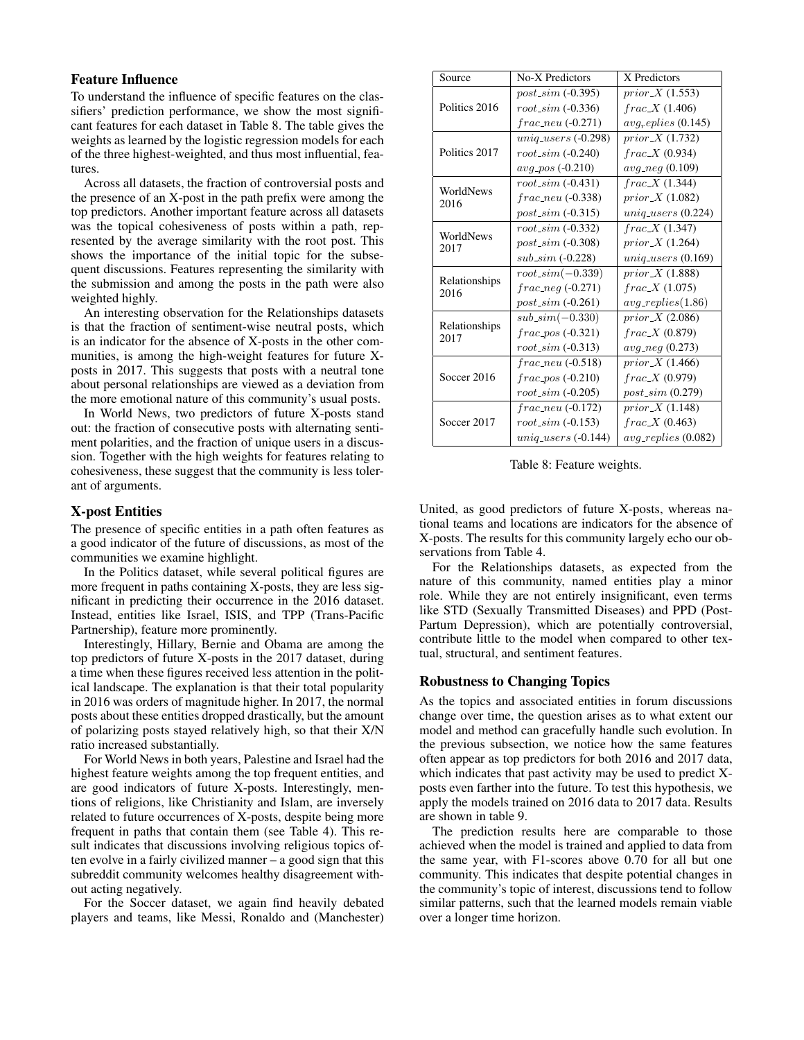## Feature Influence

To understand the influence of specific features on the classifiers' prediction performance, we show the most significant features for each dataset in Table 8. The table gives the weights as learned by the logistic regression models for each of the three highest-weighted, and thus most influential, features.

Across all datasets, the fraction of controversial posts and the presence of an X-post in the path prefix were among the top predictors. Another important feature across all datasets was the topical cohesiveness of posts within a path, represented by the average similarity with the root post. This shows the importance of the initial topic for the subsequent discussions. Features representing the similarity with the submission and among the posts in the path were also weighted highly.

An interesting observation for the Relationships datasets is that the fraction of sentiment-wise neutral posts, which is an indicator for the absence of X-posts in the other communities, is among the high-weight features for future X-posts in 2017. This suggests that posts with a neutral tone about personal relationships are viewed as a deviation from the more emotional nature of this community's usual posts.

In World News, two predictors of future X-posts stand out: the fraction of consecutive posts with alternating sentiment polarities, and the fraction of unique users in a discussion. Together with the high weights for features relating to cohesiveness, these suggest that the community is less tolerant of arguments.

| Source | No-X Predictors | X Predictors |
|---|---|---|
| Politics 2016 | $post\_sim$ (-0.395) | $prior\_X$ (1.553) |
| | $root\_sim$ (-0.336) | $frac\_X$ (1.406) |
| | $frac\_neu$ (-0.271) | $avg_replies$ (0.145) |
| Politics 2017 | $uniq\_users$ (-0.298) | $prior\_X$ (1.732) |
| | $root\_sim$ (-0.240) | $frac\_X$ (0.934) |
| | $avg\_pos$ (-0.210) | $avg\_neg$ (0.109) |
| WorldNews 2016 | $root\_sim$ (-0.431) | $frac\_X$ (1.344) |
| | $frac\_neu$ (-0.338) | $prior\_X$ (1.082) |
| | $post\_sim$ (-0.315) | $uniq\_users$ (0.224) |
| WorldNews 2017 | $root\_sim$ (-0.332) | $frac\_X$ (1.347) |
| | $post\_sim$ (-0.308) | $prior\_X$ (1.264) |
| | $sub\_sim$ (-0.228) | $uniq\_users$ (0.169) |
| Relationships 2016 | $root\_sim(-0.339)$ | $prior\_X$ (1.888) |
| | $frac\_neg$ (-0.271) | $frac\_X$ (1.075) |
| | $post\_sim$ (-0.261) | $avg\_replies(1.86)$ |
| Relationships 2017 | $sub\_sim(-0.330)$ | $prior\_X$ (2.086) |
| | $frac\_pos$ (-0.321) | $frac\_X$ (0.879) |
| | $root\_sim$ (-0.313) | $avg\_neg$ (0.273) |
| Soccer 2016 | $frac\_neu$ (-0.518) | $prior\_X$ (1.466) |
| | $frac\_pos$ (-0.210) | $frac\_X$ (0.979) |
| | $root\_sim$ (-0.205) | $post\_sim$ (0.279) |
| Soccer 2017 | $frac\_neu$ (-0.172) | $prior\_X$ (1.148) |
| | $root\_sim$ (-0.153) | $frac\_X$ (0.463) |
| | $uniq\_users$ (-0.144) | $avg\_replies$ (0.082) |

Table 8: Feature weights.

## X-post Entities

The presence of specific entities in a path often features as a good indicator of the future of discussions, as most of the communities we examine highlight.

In the Politics dataset, while several political figures are more frequent in paths containing X-posts, they are less significant in predicting their occurrence in the 2016 dataset. Instead, entities like Israel, ISIS, and TPP (Trans-Pacific Partnership), feature more prominently.

Interestingly, Hillary, Bernie and Obama are among the top predictors of future X-posts in the 2017 dataset, during a time when these figures received less attention in the political landscape. The explanation is that their total popularity in 2016 was orders of magnitude higher. In 2017, the normal posts about these entities dropped drastically, but the amount of polarizing posts stayed relatively high, so that their X/N ratio increased substantially.

For World News in both years, Palestine and Israel had the highest feature weights among the top frequent entities, and are good indicators of future X-posts. Interestingly, mentions of religions, like Christianity and Islam, are inversely related to future occurrences of X-posts, despite being more frequent in paths that contain them (see Table 4). This result indicates that discussions involving religious topics often evolve in a fairly civilized manner – a good sign that this subreddit community welcomes healthy disagreement without acting negatively.

For the Soccer dataset, we again find heavily debated players and teams, like Messi, Ronaldo and (Manchester) United, as good predictors of future X-posts, whereas national teams and locations are indicators for the absence of X-posts. The results for this community largely echo our observations from Table 4.

For the Relationships datasets, as expected from the nature of this community, named entities play a minor role. While they are not entirely insignificant, even terms like STD (Sexually Transmitted Diseases) and PPD (Post-Partum Depression), which are potentially controversial, contribute little to the model when compared to other textual, structural, and sentiment features.

## Robustness to Changing Topics

As the topics and associated entities in forum discussions change over time, the question arises as to what extent our model and method can gracefully handle such evolution. In the previous subsection, we notice how the same features often appear as top predictors for both 2016 and 2017 data, which indicates that past activity may be used to predict X-posts even farther into the future. To test this hypothesis, we apply the models trained on 2016 data to 2017 data. Results are shown in table 9.

The prediction results here are comparable to those achieved when the model is trained and applied to data from the same year, with F1-scores above 0.70 for all but one community. This indicates that despite potential changes in the community's topic of interest, discussions tend to follow similar patterns, such that the learned models remain viable over a longer time horizon.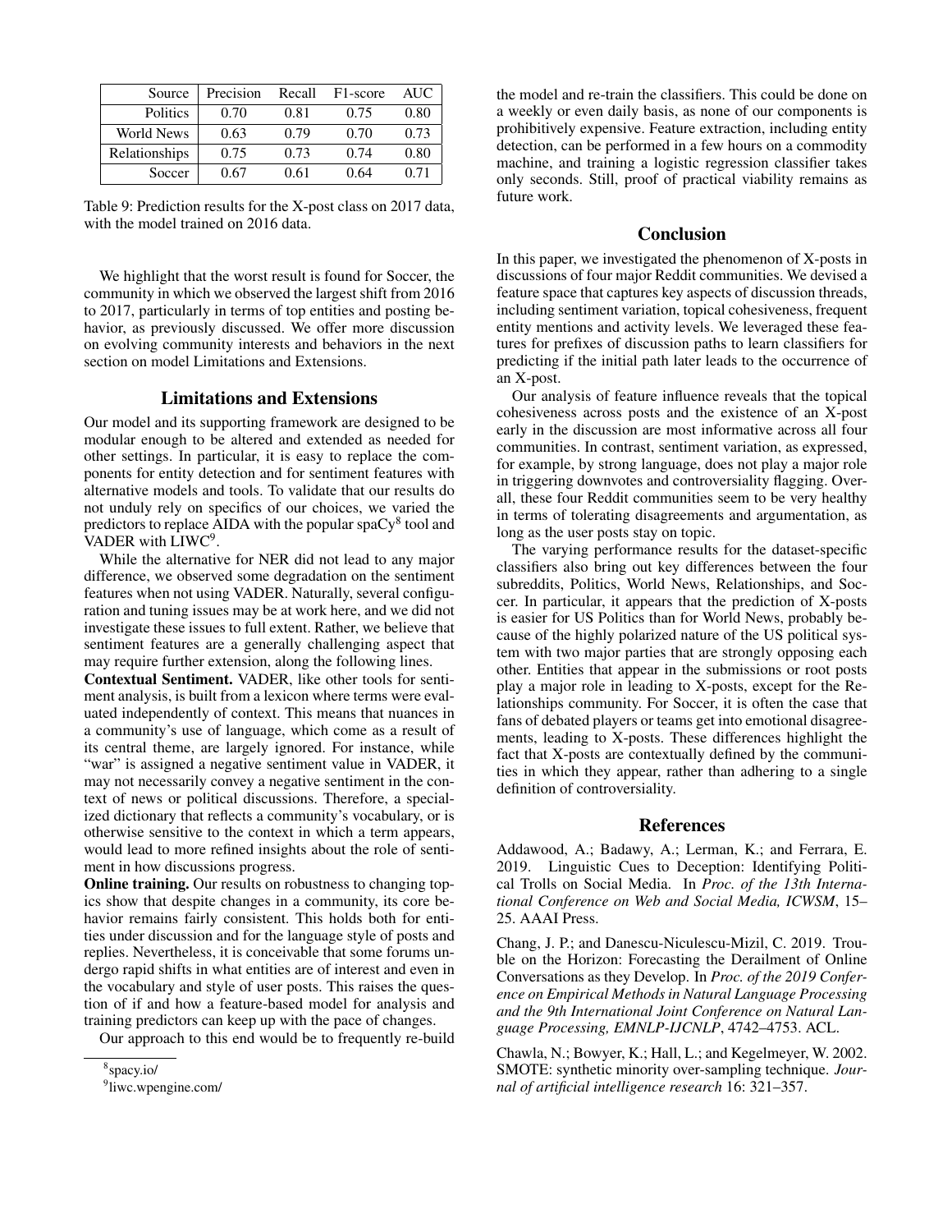| Source | Precision | Recall | F1-score | AUC |
|---|---|---|---|---|
| Politics | 0.70 | 0.81 | 0.75 | 0.80 |
| World News | 0.63 | 0.79 | 0.70 | 0.73 |
| Relationships | 0.75 | 0.73 | 0.74 | 0.80 |
| Soccer | 0.67 | 0.61 | 0.64 | 0.71 |

Table 9: Prediction results for the X-post class on 2017 data, with the model trained on 2016 data.

We highlight that the worst result is found for Soccer, the community in which we observed the largest shift from 2016 to 2017, particularly in terms of top entities and posting behavior, as previously discussed. We offer more discussion on evolving community interests and behaviors in the next section on model Limitations and Extensions.

## Limitations and Extensions

Our model and its supporting framework are designed to be modular enough to be altered and extended as needed for other settings. In particular, it is easy to replace the components for entity detection and for sentiment features with alternative models and tools. To validate that our results do not unduly rely on specifics of our choices, we varied the predictors to replace AIDA with the popular spaCy[8] tool and VADER with LIWC[9].

While the alternative for NER did not lead to any major difference, we observed some degradation on the sentiment features when not using VADER. Naturally, several configuration and tuning issues may be at work here, and we did not investigate these issues to full extent. Rather, we believe that sentiment features are a generally challenging aspect that may require further extension, along the following lines.

**Contextual Sentiment.** VADER, like other tools for sentiment analysis, is built from a lexicon where terms were evaluated independently of context. This means that nuances in a community's use of language, which come as a result of its central theme, are largely ignored. For instance, while "war" is assigned a negative sentiment value in VADER, it may not necessarily convey a negative sentiment in the context of news or political discussions. Therefore, a specialized dictionary that reflects a community's vocabulary, or is otherwise sensitive to the context in which a term appears, would lead to more refined insights about the role of sentiment in how discussions progress.

**Online training.** Our results on robustness to changing topics show that despite changes in a community, its core behavior remains fairly consistent. This holds both for entities under discussion and for the language style of posts and replies. Nevertheless, it is conceivable that some forums undergo rapid shifts in what entities are of interest and even in the vocabulary and style of user posts. This raises the question of if and how a feature-based model for analysis and training predictors can keep up with the pace of changes.

Our approach to this end would be to frequently re-build the model and re-train the classifiers. This could be done on a weekly or even daily basis, as none of our components is prohibitively expensive. Feature extraction, including entity detection, can be performed in a few hours on a commodity machine, and training a logistic regression classifier takes only seconds. Still, proof of practical viability remains as future work.

[8] spacy.io/

[9] liwc.wpengine.com/

## Conclusion

In this paper, we investigated the phenomenon of X-posts in discussions of four major Reddit communities. We devised a feature space that captures key aspects of discussion threads, including sentiment variation, topical cohesiveness, frequent entity mentions and activity levels. We leveraged these features for prefixes of discussion paths to learn classifiers for predicting if the initial path later leads to the occurrence of an X-post.

Our analysis of feature influence reveals that the topical cohesiveness across posts and the existence of an X-post early in the discussion are most informative across all four communities. In contrast, sentiment variation, as expressed, for example, by strong language, does not play a major role in triggering downvotes and controversiality flagging. Overall, these four Reddit communities seem to be very healthy in terms of tolerating disagreements and argumentation, as long as the user posts stay on topic.

The varying performance results for the dataset-specific classifiers also bring out key differences between the four subreddits, Politics, World News, Relationships, and Soccer. In particular, it appears that the prediction of X-posts is easier for US Politics than for World News, probably because of the highly polarized nature of the US political system with two major parties that are strongly opposing each other. Entities that appear in the submissions or root posts play a major role in leading to X-posts, except for the Relationships community. For Soccer, it is often the case that fans of debated players or teams get into emotional disagreements, leading to X-posts. These differences highlight the fact that X-posts are contextually defined by the communities in which they appear, rather than adhering to a single definition of controversiality.

## References

Addawood, A.; Badawy, A.; Lerman, K.; and Ferrara, E. 2019. Linguistic Cues to Deception: Identifying Political Trolls on Social Media. In *Proc. of the 13th International Conference on Web and Social Media, ICWSM*, 15–25. AAAI Press.

Chang, J. P.; and Danescu-Niculescu-Mizil, C. 2019. Trouble on the Horizon: Forecasting the Derailment of Online Conversations as they Develop. In *Proc. of the 2019 Conference on Empirical Methods in Natural Language Processing and the 9th International Joint Conference on Natural Language Processing, EMNLP-IJCNLP*, 4742–4753. ACL.

Chawla, N.; Bowyer, K.; Hall, L.; and Kegelmeyer, W. 2002. SMOTE: synthetic minority over-sampling technique. *Journal of artificial intelligence research* 16: 321–357.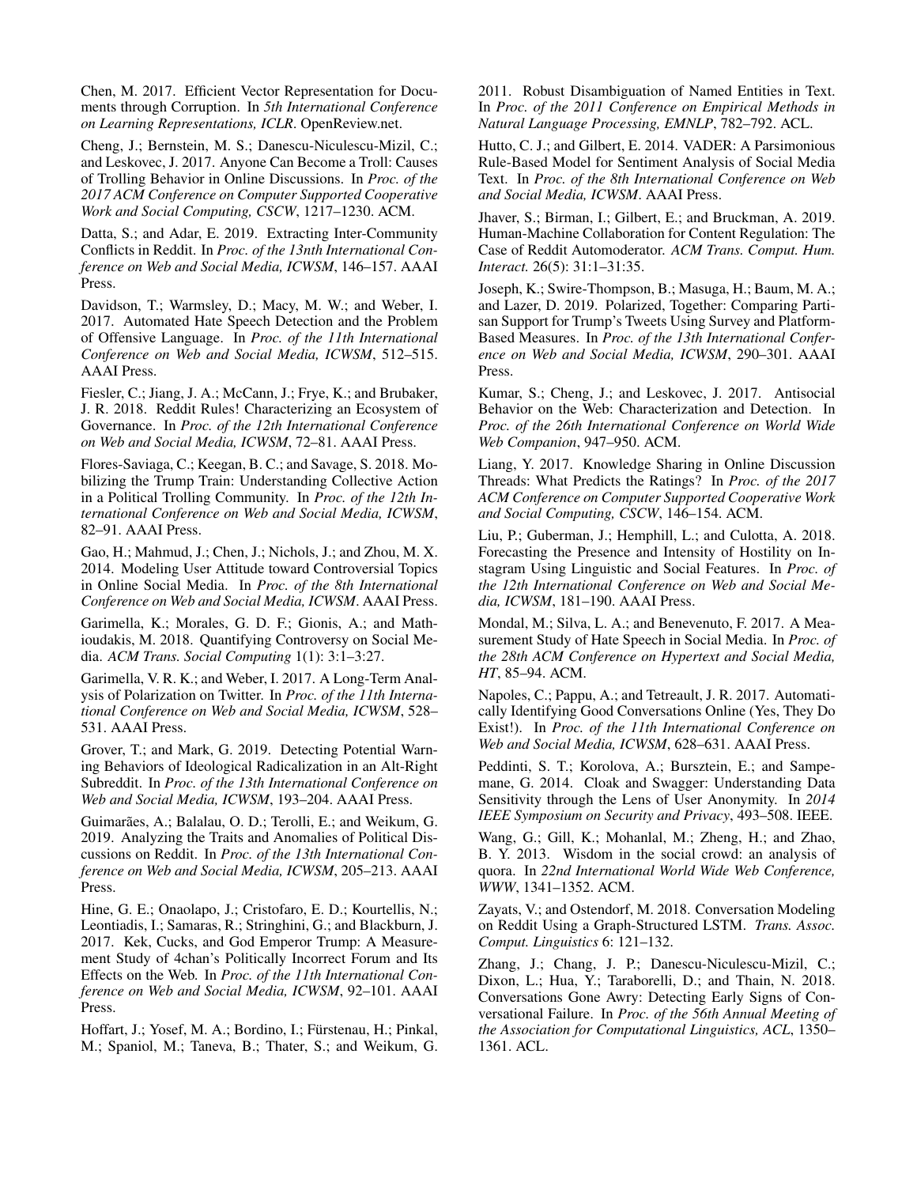Chen, M. 2017. Efficient Vector Representation for Documents through Corruption. In *5th International Conference on Learning Representations, ICLR*. OpenReview.net.

Cheng, J.; Bernstein, M. S.; Danescu-Niculescu-Mizil, C.; and Leskovec, J. 2017. Anyone Can Become a Troll: Causes of Trolling Behavior in Online Discussions. In *Proc. of the 2017 ACM Conference on Computer Supported Cooperative Work and Social Computing, CSCW*, 1217–1230. ACM.

Datta, S.; and Adar, E. 2019. Extracting Inter-Community Conflicts in Reddit. In *Proc. of the 13nth International Conference on Web and Social Media, ICWSM*, 146–157. AAAI Press.

Davidson, T.; Warmsley, D.; Macy, M. W.; and Weber, I. 2017. Automated Hate Speech Detection and the Problem of Offensive Language. In *Proc. of the 11th International Conference on Web and Social Media, ICWSM*, 512–515. AAAI Press.

Fiesler, C.; Jiang, J. A.; McCann, J.; Frye, K.; and Brubaker, J. R. 2018. Reddit Rules! Characterizing an Ecosystem of Governance. In *Proc. of the 12th International Conference on Web and Social Media, ICWSM*, 72–81. AAAI Press.

Flores-Saviaga, C.; Keegan, B. C.; and Savage, S. 2018. Mobilizing the Trump Train: Understanding Collective Action in a Political Trolling Community. In *Proc. of the 12th International Conference on Web and Social Media, ICWSM*, 82–91. AAAI Press.

Gao, H.; Mahmud, J.; Chen, J.; Nichols, J.; and Zhou, M. X. 2014. Modeling User Attitude toward Controversial Topics in Online Social Media. In *Proc. of the 8th International Conference on Web and Social Media, ICWSM*. AAAI Press.

Garimella, K.; Morales, G. D. F.; Gionis, A.; and Mathioudakis, M. 2018. Quantifying Controversy on Social Media. *ACM Trans. Social Computing* 1(1): 3:1–3:27.

Garimella, V. R. K.; and Weber, I. 2017. A Long-Term Analysis of Polarization on Twitter. In *Proc. of the 11th International Conference on Web and Social Media, ICWSM*, 528–531. AAAI Press.

Grover, T.; and Mark, G. 2019. Detecting Potential Warning Behaviors of Ideological Radicalization in an Alt-Right Subreddit. In *Proc. of the 13th International Conference on Web and Social Media, ICWSM*, 193–204. AAAI Press.

Guimarães, A.; Balalau, O. D.; Terolli, E.; and Weikum, G. 2019. Analyzing the Traits and Anomalies of Political Discussions on Reddit. In *Proc. of the 13th International Conference on Web and Social Media, ICWSM*, 205–213. AAAI Press.

Hine, G. E.; Onaolapo, J.; Cristofaro, E. D.; Kourtellis, N.; Leontiadis, I.; Samaras, R.; Stringhini, G.; and Blackburn, J. 2017. Kek, Cucks, and God Emperor Trump: A Measurement Study of 4chan's Politically Incorrect Forum and Its Effects on the Web. In *Proc. of the 11th International Conference on Web and Social Media, ICWSM*, 92–101. AAAI Press.

Hoffart, J.; Yosef, M. A.; Bordino, I.; Fürstenau, H.; Pinkal, M.; Spaniol, M.; Taneva, B.; Thater, S.; and Weikum, G. 2011. Robust Disambiguation of Named Entities in Text. In *Proc. of the 2011 Conference on Empirical Methods in Natural Language Processing, EMNLP*, 782–792. ACL.

Hutto, C. J.; and Gilbert, E. 2014. VADER: A Parsimonious Rule-Based Model for Sentiment Analysis of Social Media Text. In *Proc. of the 8th International Conference on Web and Social Media, ICWSM*. AAAI Press.

Jhaver, S.; Birman, I.; Gilbert, E.; and Bruckman, A. 2019. Human-Machine Collaboration for Content Regulation: The Case of Reddit Automoderator. *ACM Trans. Comput. Hum. Interact.* 26(5): 31:1–31:35.

Joseph, K.; Swire-Thompson, B.; Masuga, H.; Baum, M. A.; and Lazer, D. 2019. Polarized, Together: Comparing Partisan Support for Trump's Tweets Using Survey and Platform-Based Measures. In *Proc. of the 13th International Conference on Web and Social Media, ICWSM*, 290–301. AAAI Press.

Kumar, S.; Cheng, J.; and Leskovec, J. 2017. Antisocial Behavior on the Web: Characterization and Detection. In *Proc. of the 26th International Conference on World Wide Web Companion*, 947–950. ACM.

Liang, Y. 2017. Knowledge Sharing in Online Discussion Threads: What Predicts the Ratings? In *Proc. of the 2017 ACM Conference on Computer Supported Cooperative Work and Social Computing, CSCW*, 146–154. ACM.

Liu, P.; Guberman, J.; Hemphill, L.; and Culotta, A. 2018. Forecasting the Presence and Intensity of Hostility on Instagram Using Linguistic and Social Features. In *Proc. of the 12th International Conference on Web and Social Media, ICWSM*, 181–190. AAAI Press.

Mondal, M.; Silva, L. A.; and Benevenuto, F. 2017. A Measurement Study of Hate Speech in Social Media. In *Proc. of the 28th ACM Conference on Hypertext and Social Media, HT*, 85–94. ACM.

Napoles, C.; Pappu, A.; and Tetreault, J. R. 2017. Automatically Identifying Good Conversations Online (Yes, They Do Exist!). In *Proc. of the 11th International Conference on Web and Social Media, ICWSM*, 628–631. AAAI Press.

Peddinti, S. T.; Korolova, A.; Bursztein, E.; and Sampemane, G. 2014. Cloak and Swagger: Understanding Data Sensitivity through the Lens of User Anonymity. In *2014 IEEE Symposium on Security and Privacy*, 493–508. IEEE.

Wang, G.; Gill, K.; Mohanlal, M.; Zheng, H.; and Zhao, B. Y. 2013. Wisdom in the social crowd: an analysis of quora. In *22nd International World Wide Web Conference, WWW*, 1341–1352. ACM.

Zayats, V.; and Ostendorf, M. 2018. Conversation Modeling on Reddit Using a Graph-Structured LSTM. *Trans. Assoc. Comput. Linguistics* 6: 121–132.

Zhang, J.; Chang, J. P.; Danescu-Niculescu-Mizil, C.; Dixon, L.; Hua, Y.; Taraborelli, D.; and Thain, N. 2018. Conversations Gone Awry: Detecting Early Signs of Conversational Failure. In *Proc. of the 56th Annual Meeting of the Association for Computational Linguistics, ACL*, 1350–1361. ACL.